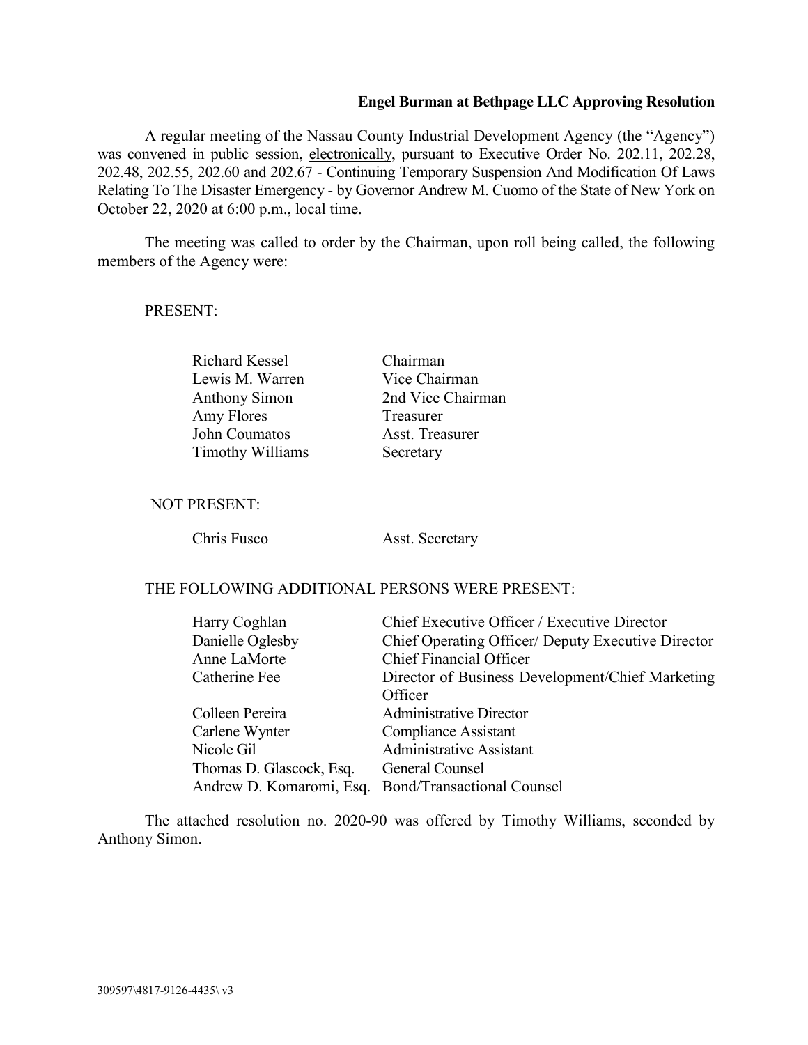**Engel Burman at Bethpage LLC Approving Resolution**

A regular meeting of the Nassau County Industrial Development Agency (the "Agency") was convened in public session, electronically, pursuant to Executive Order No. 202.11, 202.28, 202.48, 202.55, 202.60 and 202.67 - Continuing Temporary Suspension And Modification Of Laws Relating To The Disaster Emergency - by Governor Andrew M. Cuomo of the State of New York on October 22, 2020 at 6:00 p.m., local time.

The meeting was called to order by the Chairman, upon roll being called, the following members of the Agency were:

PRESENT:

| | |
|---|---|
| Richard Kessel | Chairman |
| Lewis M. Warren | Vice Chairman |
| Anthony Simon | 2nd Vice Chairman |
| Amy Flores | Treasurer |
| John Coumatos | Asst. Treasurer |
| Timothy Williams | Secretary |

NOT PRESENT:

| | |
|---|---|
| Chris Fusco | Asst. Secretary |

THE FOLLOWING ADDITIONAL PERSONS WERE PRESENT:

| | |
|---|---|
| Harry Coghlan | Chief Executive Officer / Executive Director |
| Danielle Oglesby | Chief Operating Officer/ Deputy Executive Director |
| Anne LaMorte | Chief Financial Officer |
| Catherine Fee | Director of Business Development/Chief Marketing Officer |
| Colleen Pereira | Administrative Director |
| Carlene Wynter | Compliance Assistant |
| Nicole Gil | Administrative Assistant |
| Thomas D. Glascock, Esq. | General Counsel |
| Andrew D. Komaromi, Esq. | Bond/Transactional Counsel |

The attached resolution no. 2020-90 was offered by Timothy Williams, seconded by Anthony Simon.

309597\4817-9126-4435\ v3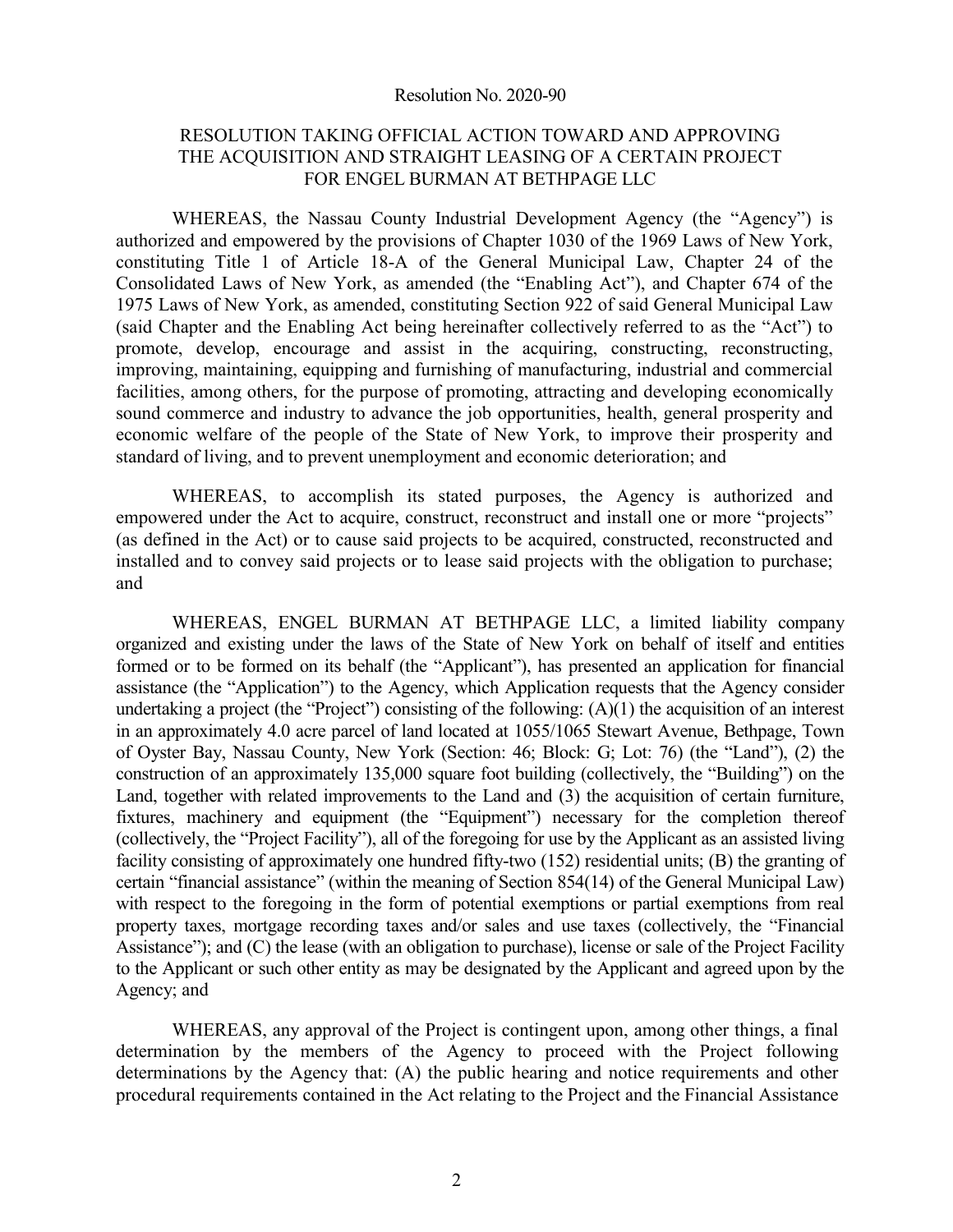Resolution No. 2020-90

# RESOLUTION TAKING OFFICIAL ACTION TOWARD AND APPROVING THE ACQUISITION AND STRAIGHT LEASING OF A CERTAIN PROJECT FOR ENGEL BURMAN AT BETHPAGE LLC

WHEREAS, the Nassau County Industrial Development Agency (the "Agency") is authorized and empowered by the provisions of Chapter 1030 of the 1969 Laws of New York, constituting Title 1 of Article 18-A of the General Municipal Law, Chapter 24 of the Consolidated Laws of New York, as amended (the "Enabling Act"), and Chapter 674 of the 1975 Laws of New York, as amended, constituting Section 922 of said General Municipal Law (said Chapter and the Enabling Act being hereinafter collectively referred to as the "Act") to promote, develop, encourage and assist in the acquiring, constructing, reconstructing, improving, maintaining, equipping and furnishing of manufacturing, industrial and commercial facilities, among others, for the purpose of promoting, attracting and developing economically sound commerce and industry to advance the job opportunities, health, general prosperity and economic welfare of the people of the State of New York, to improve their prosperity and standard of living, and to prevent unemployment and economic deterioration; and

WHEREAS, to accomplish its stated purposes, the Agency is authorized and empowered under the Act to acquire, construct, reconstruct and install one or more "projects" (as defined in the Act) or to cause said projects to be acquired, constructed, reconstructed and installed and to convey said projects or to lease said projects with the obligation to purchase; and

WHEREAS, ENGEL BURMAN AT BETHPAGE LLC, a limited liability company organized and existing under the laws of the State of New York on behalf of itself and entities formed or to be formed on its behalf (the "Applicant"), has presented an application for financial assistance (the "Application") to the Agency, which Application requests that the Agency consider undertaking a project (the "Project") consisting of the following: (A)(1) the acquisition of an interest in an approximately 4.0 acre parcel of land located at 1055/1065 Stewart Avenue, Bethpage, Town of Oyster Bay, Nassau County, New York (Section: 46; Block: G; Lot: 76) (the "Land"), (2) the construction of an approximately 135,000 square foot building (collectively, the "Building") on the Land, together with related improvements to the Land and (3) the acquisition of certain furniture, fixtures, machinery and equipment (the "Equipment") necessary for the completion thereof (collectively, the "Project Facility"), all of the foregoing for use by the Applicant as an assisted living facility consisting of approximately one hundred fifty-two (152) residential units; (B) the granting of certain "financial assistance" (within the meaning of Section 854(14) of the General Municipal Law) with respect to the foregoing in the form of potential exemptions or partial exemptions from real property taxes, mortgage recording taxes and/or sales and use taxes (collectively, the "Financial Assistance"); and (C) the lease (with an obligation to purchase), license or sale of the Project Facility to the Applicant or such other entity as may be designated by the Applicant and agreed upon by the Agency; and

WHEREAS, any approval of the Project is contingent upon, among other things, a final determination by the members of the Agency to proceed with the Project following determinations by the Agency that: (A) the public hearing and notice requirements and other procedural requirements contained in the Act relating to the Project and the Financial Assistance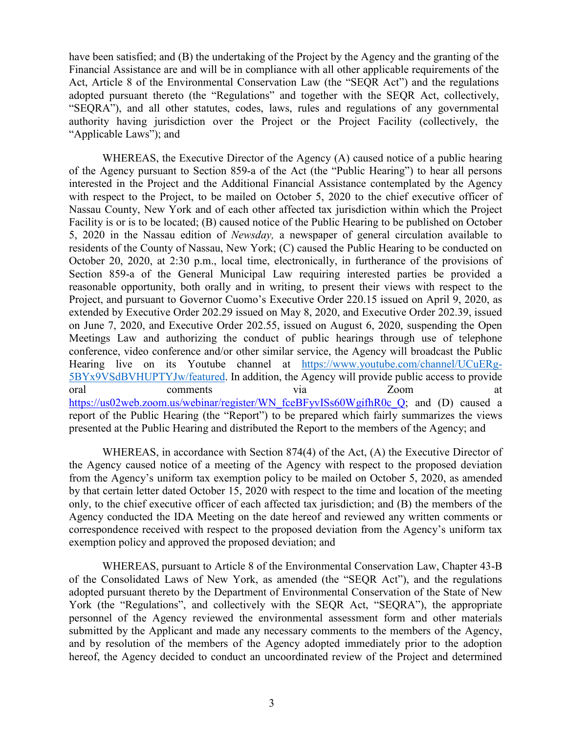have been satisfied; and (B) the undertaking of the Project by the Agency and the granting of the Financial Assistance are and will be in compliance with all other applicable requirements of the Act, Article 8 of the Environmental Conservation Law (the "SEQR Act") and the regulations adopted pursuant thereto (the "Regulations" and together with the SEQR Act, collectively, "SEQRA"), and all other statutes, codes, laws, rules and regulations of any governmental authority having jurisdiction over the Project or the Project Facility (collectively, the "Applicable Laws"); and

WHEREAS, the Executive Director of the Agency (A) caused notice of a public hearing of the Agency pursuant to Section 859-a of the Act (the "Public Hearing") to hear all persons interested in the Project and the Additional Financial Assistance contemplated by the Agency with respect to the Project, to be mailed on October 5, 2020 to the chief executive officer of Nassau County, New York and of each other affected tax jurisdiction within which the Project Facility is or is to be located; (B) caused notice of the Public Hearing to be published on October 5, 2020 in the Nassau edition of *Newsday,* a newspaper of general circulation available to residents of the County of Nassau, New York; (C) caused the Public Hearing to be conducted on October 20, 2020, at 2:30 p.m., local time, electronically, in furtherance of the provisions of Section 859-a of the General Municipal Law requiring interested parties be provided a reasonable opportunity, both orally and in writing, to present their views with respect to the Project, and pursuant to Governor Cuomo's Executive Order 220.15 issued on April 9, 2020, as extended by Executive Order 202.29 issued on May 8, 2020, and Executive Order 202.39, issued on June 7, 2020, and Executive Order 202.55, issued on August 6, 2020, suspending the Open Meetings Law and authorizing the conduct of public hearings through use of telephone conference, video conference and/or other similar service, the Agency will broadcast the Public Hearing live on its Youtube channel at https://www.youtube.com/channel/UCuERg-5BYx9VSdBVHUPTYJw/featured. In addition, the Agency will provide public access to provide oral comments via Zoom at https://us02web.zoom.us/webinar/register/WN_fceBFyvISs60WgifhR0c_Q; and (D) caused a report of the Public Hearing (the "Report") to be prepared which fairly summarizes the views presented at the Public Hearing and distributed the Report to the members of the Agency; and

WHEREAS, in accordance with Section 874(4) of the Act, (A) the Executive Director of the Agency caused notice of a meeting of the Agency with respect to the proposed deviation from the Agency's uniform tax exemption policy to be mailed on October 5, 2020, as amended by that certain letter dated October 15, 2020 with respect to the time and location of the meeting only, to the chief executive officer of each affected tax jurisdiction; and (B) the members of the Agency conducted the IDA Meeting on the date hereof and reviewed any written comments or correspondence received with respect to the proposed deviation from the Agency's uniform tax exemption policy and approved the proposed deviation; and

WHEREAS, pursuant to Article 8 of the Environmental Conservation Law, Chapter 43-B of the Consolidated Laws of New York, as amended (the "SEQR Act"), and the regulations adopted pursuant thereto by the Department of Environmental Conservation of the State of New York (the "Regulations", and collectively with the SEQR Act, "SEQRA"), the appropriate personnel of the Agency reviewed the environmental assessment form and other materials submitted by the Applicant and made any necessary comments to the members of the Agency, and by resolution of the members of the Agency adopted immediately prior to the adoption hereof, the Agency decided to conduct an uncoordinated review of the Project and determined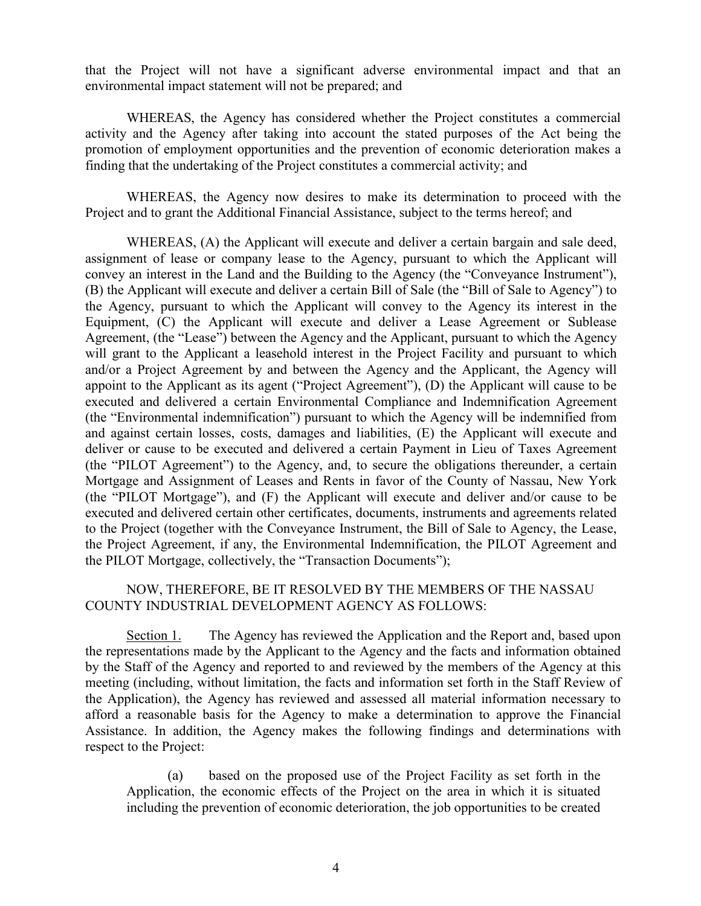that the Project will not have a significant adverse environmental impact and that an environmental impact statement will not be prepared; and

WHEREAS, the Agency has considered whether the Project constitutes a commercial activity and the Agency after taking into account the stated purposes of the Act being the promotion of employment opportunities and the prevention of economic deterioration makes a finding that the undertaking of the Project constitutes a commercial activity; and

WHEREAS, the Agency now desires to make its determination to proceed with the Project and to grant the Additional Financial Assistance, subject to the terms hereof; and

WHEREAS, (A) the Applicant will execute and deliver a certain bargain and sale deed, assignment of lease or company lease to the Agency, pursuant to which the Applicant will convey an interest in the Land and the Building to the Agency (the "Conveyance Instrument"), (B) the Applicant will execute and deliver a certain Bill of Sale (the "Bill of Sale to Agency") to the Agency, pursuant to which the Applicant will convey to the Agency its interest in the Equipment, (C) the Applicant will execute and deliver a Lease Agreement or Sublease Agreement, (the "Lease") between the Agency and the Applicant, pursuant to which the Agency will grant to the Applicant a leasehold interest in the Project Facility and pursuant to which and/or a Project Agreement by and between the Agency and the Applicant, the Agency will appoint to the Applicant as its agent ("Project Agreement"), (D) the Applicant will cause to be executed and delivered a certain Environmental Compliance and Indemnification Agreement (the "Environmental indemnification") pursuant to which the Agency will be indemnified from and against certain losses, costs, damages and liabilities, (E) the Applicant will execute and deliver or cause to be executed and delivered a certain Payment in Lieu of Taxes Agreement (the "PILOT Agreement") to the Agency, and, to secure the obligations thereunder, a certain Mortgage and Assignment of Leases and Rents in favor of the County of Nassau, New York (the "PILOT Mortgage"), and (F) the Applicant will execute and deliver and/or cause to be executed and delivered certain other certificates, documents, instruments and agreements related to the Project (together with the Conveyance Instrument, the Bill of Sale to Agency, the Lease, the Project Agreement, if any, the Environmental Indemnification, the PILOT Agreement and the PILOT Mortgage, collectively, the "Transaction Documents");

NOW, THEREFORE, BE IT RESOLVED BY THE MEMBERS OF THE NASSAU COUNTY INDUSTRIAL DEVELOPMENT AGENCY AS FOLLOWS:

Section 1. The Agency has reviewed the Application and the Report and, based upon the representations made by the Applicant to the Agency and the facts and information obtained by the Staff of the Agency and reported to and reviewed by the members of the Agency at this meeting (including, without limitation, the facts and information set forth in the Staff Review of the Application), the Agency has reviewed and assessed all material information necessary to afford a reasonable basis for the Agency to make a determination to approve the Financial Assistance. In addition, the Agency makes the following findings and determinations with respect to the Project:

(a) based on the proposed use of the Project Facility as set forth in the Application, the economic effects of the Project on the area in which it is situated including the prevention of economic deterioration, the job opportunities to be created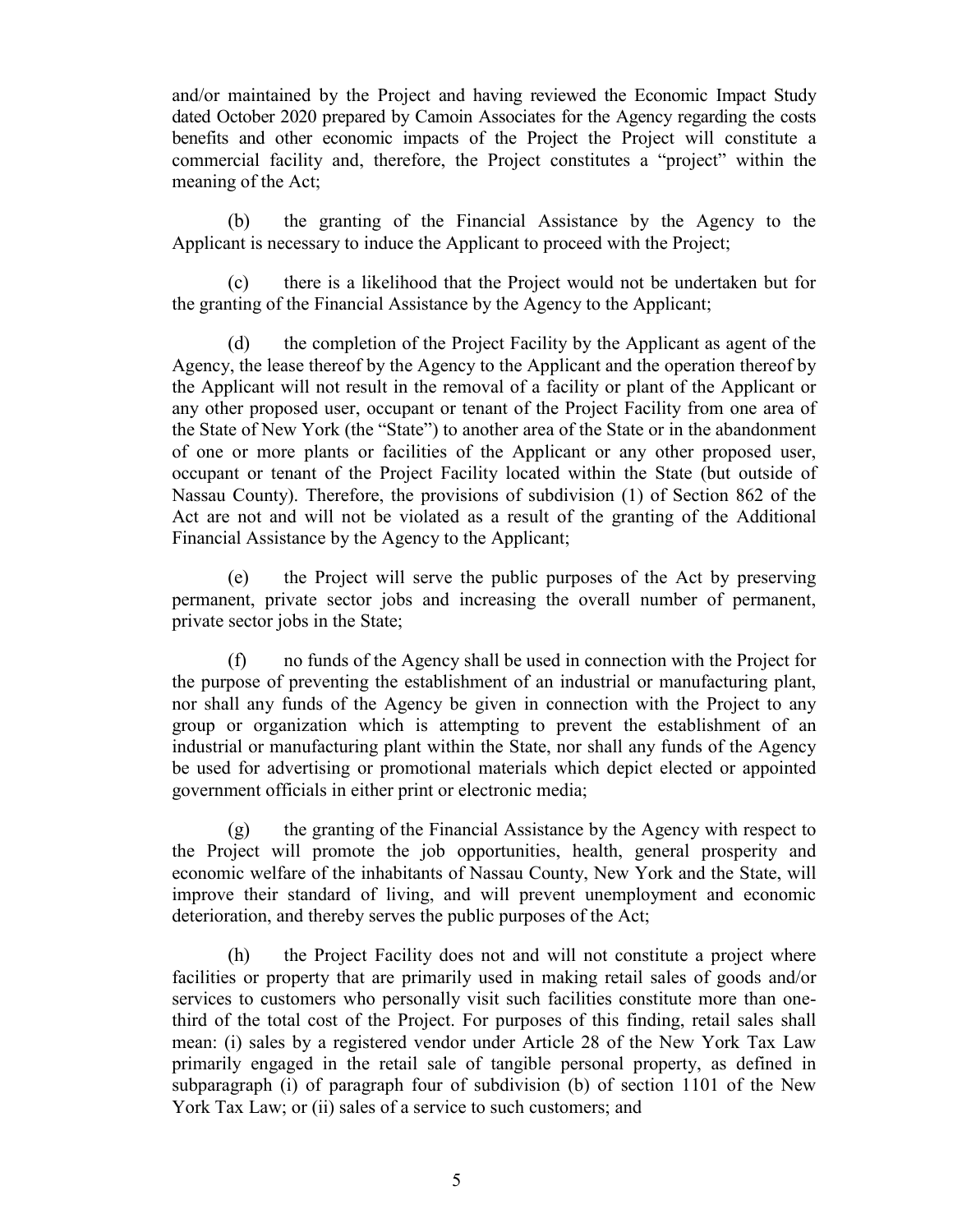and/or maintained by the Project and having reviewed the Economic Impact Study dated October 2020 prepared by Camoin Associates for the Agency regarding the costs benefits and other economic impacts of the Project the Project will constitute a commercial facility and, therefore, the Project constitutes a "project" within the meaning of the Act;

(b) the granting of the Financial Assistance by the Agency to the Applicant is necessary to induce the Applicant to proceed with the Project;

(c) there is a likelihood that the Project would not be undertaken but for the granting of the Financial Assistance by the Agency to the Applicant;

(d) the completion of the Project Facility by the Applicant as agent of the Agency, the lease thereof by the Agency to the Applicant and the operation thereof by the Applicant will not result in the removal of a facility or plant of the Applicant or any other proposed user, occupant or tenant of the Project Facility from one area of the State of New York (the "State") to another area of the State or in the abandonment of one or more plants or facilities of the Applicant or any other proposed user, occupant or tenant of the Project Facility located within the State (but outside of Nassau County). Therefore, the provisions of subdivision (1) of Section 862 of the Act are not and will not be violated as a result of the granting of the Additional Financial Assistance by the Agency to the Applicant;

(e) the Project will serve the public purposes of the Act by preserving permanent, private sector jobs and increasing the overall number of permanent, private sector jobs in the State;

(f) no funds of the Agency shall be used in connection with the Project for the purpose of preventing the establishment of an industrial or manufacturing plant, nor shall any funds of the Agency be given in connection with the Project to any group or organization which is attempting to prevent the establishment of an industrial or manufacturing plant within the State, nor shall any funds of the Agency be used for advertising or promotional materials which depict elected or appointed government officials in either print or electronic media;

(g) the granting of the Financial Assistance by the Agency with respect to the Project will promote the job opportunities, health, general prosperity and economic welfare of the inhabitants of Nassau County, New York and the State, will improve their standard of living, and will prevent unemployment and economic deterioration, and thereby serves the public purposes of the Act;

(h) the Project Facility does not and will not constitute a project where facilities or property that are primarily used in making retail sales of goods and/or services to customers who personally visit such facilities constitute more than one-third of the total cost of the Project. For purposes of this finding, retail sales shall mean: (i) sales by a registered vendor under Article 28 of the New York Tax Law primarily engaged in the retail sale of tangible personal property, as defined in subparagraph (i) of paragraph four of subdivision (b) of section 1101 of the New York Tax Law; or (ii) sales of a service to such customers; and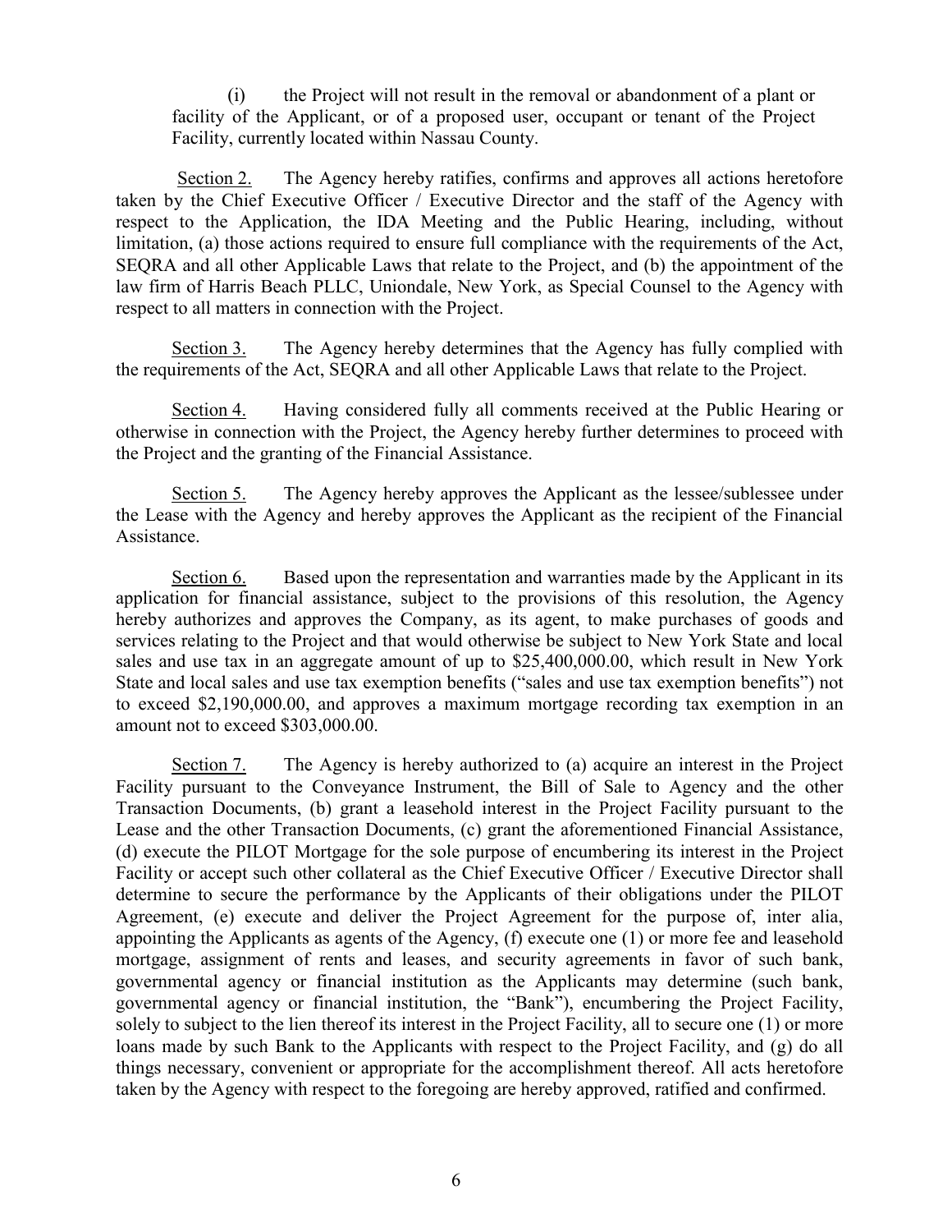(i) the Project will not result in the removal or abandonment of a plant or facility of the Applicant, or of a proposed user, occupant or tenant of the Project Facility, currently located within Nassau County.

Section 2. The Agency hereby ratifies, confirms and approves all actions heretofore taken by the Chief Executive Officer / Executive Director and the staff of the Agency with respect to the Application, the IDA Meeting and the Public Hearing, including, without limitation, (a) those actions required to ensure full compliance with the requirements of the Act, SEQRA and all other Applicable Laws that relate to the Project, and (b) the appointment of the law firm of Harris Beach PLLC, Uniondale, New York, as Special Counsel to the Agency with respect to all matters in connection with the Project.

Section 3. The Agency hereby determines that the Agency has fully complied with the requirements of the Act, SEQRA and all other Applicable Laws that relate to the Project.

Section 4. Having considered fully all comments received at the Public Hearing or otherwise in connection with the Project, the Agency hereby further determines to proceed with the Project and the granting of the Financial Assistance.

Section 5. The Agency hereby approves the Applicant as the lessee/sublessee under the Lease with the Agency and hereby approves the Applicant as the recipient of the Financial Assistance.

Section 6. Based upon the representation and warranties made by the Applicant in its application for financial assistance, subject to the provisions of this resolution, the Agency hereby authorizes and approves the Company, as its agent, to make purchases of goods and services relating to the Project and that would otherwise be subject to New York State and local sales and use tax in an aggregate amount of up to $25,400,000.00, which result in New York State and local sales and use tax exemption benefits ("sales and use tax exemption benefits") not to exceed $2,190,000.00, and approves a maximum mortgage recording tax exemption in an amount not to exceed $303,000.00.

Section 7. The Agency is hereby authorized to (a) acquire an interest in the Project Facility pursuant to the Conveyance Instrument, the Bill of Sale to Agency and the other Transaction Documents, (b) grant a leasehold interest in the Project Facility pursuant to the Lease and the other Transaction Documents, (c) grant the aforementioned Financial Assistance, (d) execute the PILOT Mortgage for the sole purpose of encumbering its interest in the Project Facility or accept such other collateral as the Chief Executive Officer / Executive Director shall determine to secure the performance by the Applicants of their obligations under the PILOT Agreement, (e) execute and deliver the Project Agreement for the purpose of, inter alia, appointing the Applicants as agents of the Agency, (f) execute one (1) or more fee and leasehold mortgage, assignment of rents and leases, and security agreements in favor of such bank, governmental agency or financial institution as the Applicants may determine (such bank, governmental agency or financial institution, the "Bank"), encumbering the Project Facility, solely to subject to the lien thereof its interest in the Project Facility, all to secure one (1) or more loans made by such Bank to the Applicants with respect to the Project Facility, and (g) do all things necessary, convenient or appropriate for the accomplishment thereof. All acts heretofore taken by the Agency with respect to the foregoing are hereby approved, ratified and confirmed.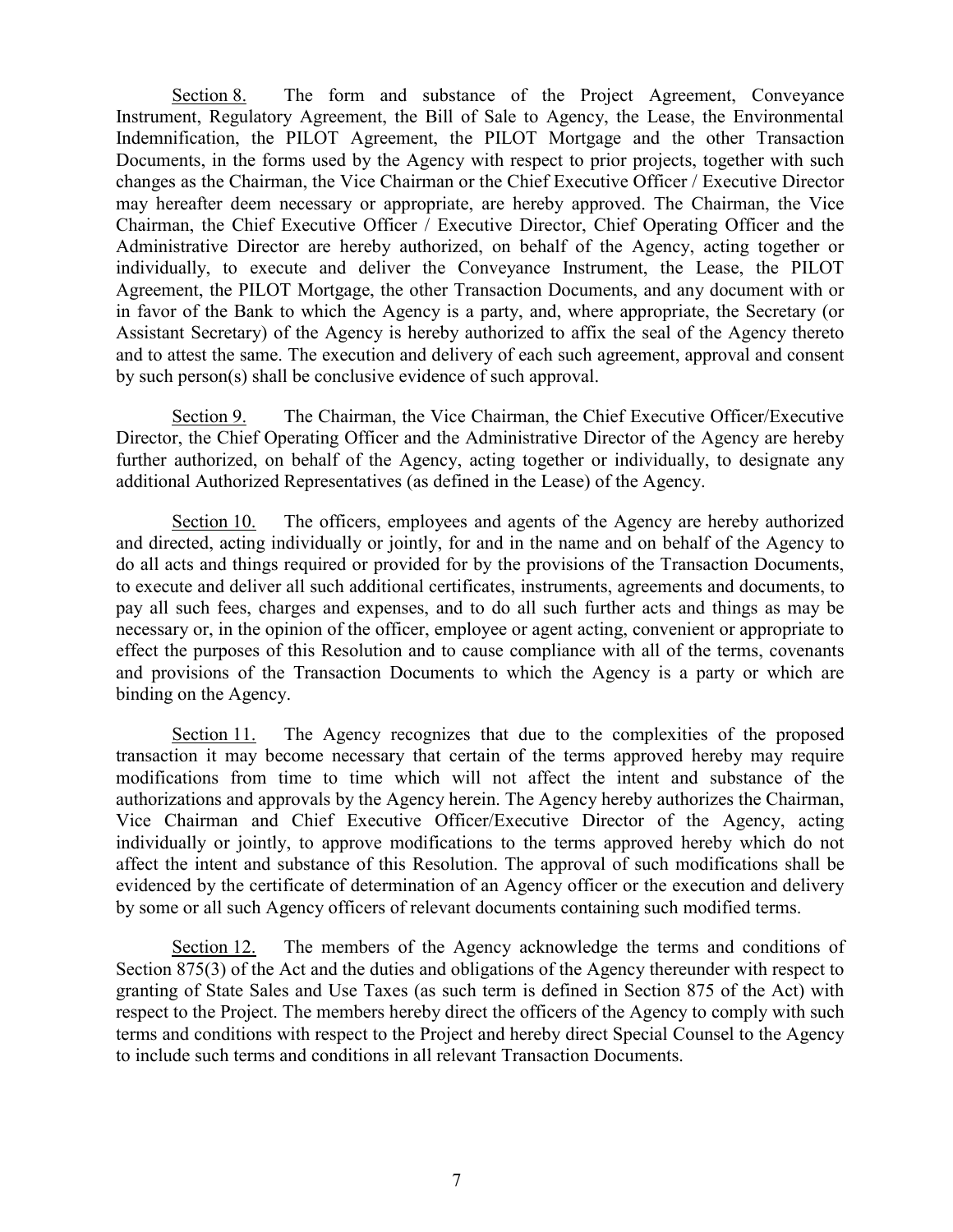Section 8. The form and substance of the Project Agreement, Conveyance Instrument, Regulatory Agreement, the Bill of Sale to Agency, the Lease, the Environmental Indemnification, the PILOT Agreement, the PILOT Mortgage and the other Transaction Documents, in the forms used by the Agency with respect to prior projects, together with such changes as the Chairman, the Vice Chairman or the Chief Executive Officer / Executive Director may hereafter deem necessary or appropriate, are hereby approved. The Chairman, the Vice Chairman, the Chief Executive Officer / Executive Director, Chief Operating Officer and the Administrative Director are hereby authorized, on behalf of the Agency, acting together or individually, to execute and deliver the Conveyance Instrument, the Lease, the PILOT Agreement, the PILOT Mortgage, the other Transaction Documents, and any document with or in favor of the Bank to which the Agency is a party, and, where appropriate, the Secretary (or Assistant Secretary) of the Agency is hereby authorized to affix the seal of the Agency thereto and to attest the same. The execution and delivery of each such agreement, approval and consent by such person(s) shall be conclusive evidence of such approval.

Section 9. The Chairman, the Vice Chairman, the Chief Executive Officer/Executive Director, the Chief Operating Officer and the Administrative Director of the Agency are hereby further authorized, on behalf of the Agency, acting together or individually, to designate any additional Authorized Representatives (as defined in the Lease) of the Agency.

Section 10. The officers, employees and agents of the Agency are hereby authorized and directed, acting individually or jointly, for and in the name and on behalf of the Agency to do all acts and things required or provided for by the provisions of the Transaction Documents, to execute and deliver all such additional certificates, instruments, agreements and documents, to pay all such fees, charges and expenses, and to do all such further acts and things as may be necessary or, in the opinion of the officer, employee or agent acting, convenient or appropriate to effect the purposes of this Resolution and to cause compliance with all of the terms, covenants and provisions of the Transaction Documents to which the Agency is a party or which are binding on the Agency.

Section 11. The Agency recognizes that due to the complexities of the proposed transaction it may become necessary that certain of the terms approved hereby may require modifications from time to time which will not affect the intent and substance of the authorizations and approvals by the Agency herein. The Agency hereby authorizes the Chairman, Vice Chairman and Chief Executive Officer/Executive Director of the Agency, acting individually or jointly, to approve modifications to the terms approved hereby which do not affect the intent and substance of this Resolution. The approval of such modifications shall be evidenced by the certificate of determination of an Agency officer or the execution and delivery by some or all such Agency officers of relevant documents containing such modified terms.

Section 12. The members of the Agency acknowledge the terms and conditions of Section 875(3) of the Act and the duties and obligations of the Agency thereunder with respect to granting of State Sales and Use Taxes (as such term is defined in Section 875 of the Act) with respect to the Project. The members hereby direct the officers of the Agency to comply with such terms and conditions with respect to the Project and hereby direct Special Counsel to the Agency to include such terms and conditions in all relevant Transaction Documents.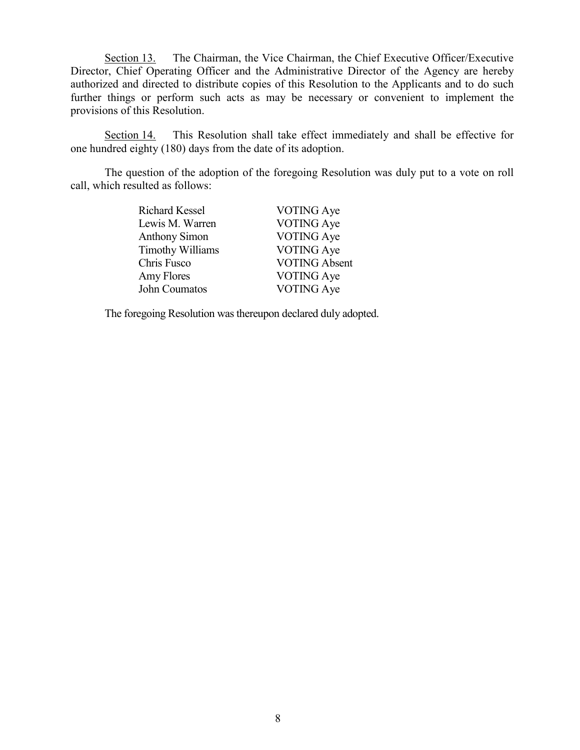Section 13. The Chairman, the Vice Chairman, the Chief Executive Officer/Executive Director, Chief Operating Officer and the Administrative Director of the Agency are hereby authorized and directed to distribute copies of this Resolution to the Applicants and to do such further things or perform such acts as may be necessary or convenient to implement the provisions of this Resolution.

Section 14. This Resolution shall take effect immediately and shall be effective for one hundred eighty (180) days from the date of its adoption.

The question of the adoption of the foregoing Resolution was duly put to a vote on roll call, which resulted as follows:

| | |
|---|---|
| Richard Kessel | VOTING Aye |
| Lewis M. Warren | VOTING Aye |
| Anthony Simon | VOTING Aye |
| Timothy Williams | VOTING Aye |
| Chris Fusco | VOTING Absent |
| Amy Flores | VOTING Aye |
| John Coumatos | VOTING Aye |

The foregoing Resolution was thereupon declared duly adopted.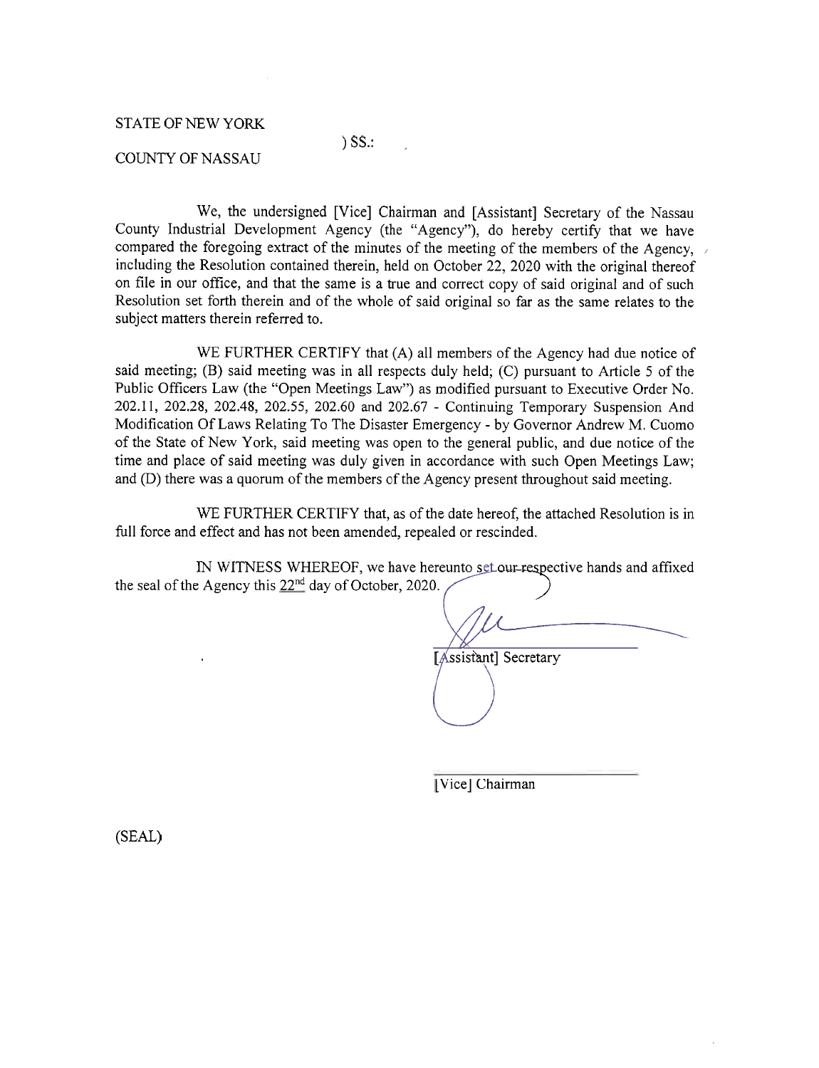STATE OF NEW YORK

) SS.:

COUNTY OF NASSAU

We, the undersigned [Vice] Chairman and [Assistant] Secretary of the Nassau County Industrial Development Agency (the "Agency"), do hereby certify that we have compared the foregoing extract of the minutes of the meeting of the members of the Agency, including the Resolution contained therein, held on October 22, 2020 with the original thereof on file in our office, and that the same is a true and correct copy of said original and of such Resolution set forth therein and of the whole of said original so far as the same relates to the subject matters therein referred to.

WE FURTHER CERTIFY that (A) all members of the Agency had due notice of said meeting; (B) said meeting was in all respects duly held; (C) pursuant to Article 5 of the Public Officers Law (the "Open Meetings Law") as modified pursuant to Executive Order No. 202.11, 202.28, 202.48, 202.55, 202.60 and 202.67 - Continuing Temporary Suspension And Modification Of Laws Relating To The Disaster Emergency - by Governor Andrew M. Cuomo of the State of New York, said meeting was open to the general public, and due notice of the time and place of said meeting was duly given in accordance with such Open Meetings Law; and (D) there was a quorum of the members of the Agency present throughout said meeting.

WE FURTHER CERTIFY that, as of the date hereof, the attached Resolution is in full force and effect and has not been amended, repealed or rescinded.

IN WITNESS WHEREOF, we have hereunto set our respective hands and affixed the seal of the Agency this 22nd day of October, 2020.

[Assistant] Secretary

[Vice] Chairman

(SEAL)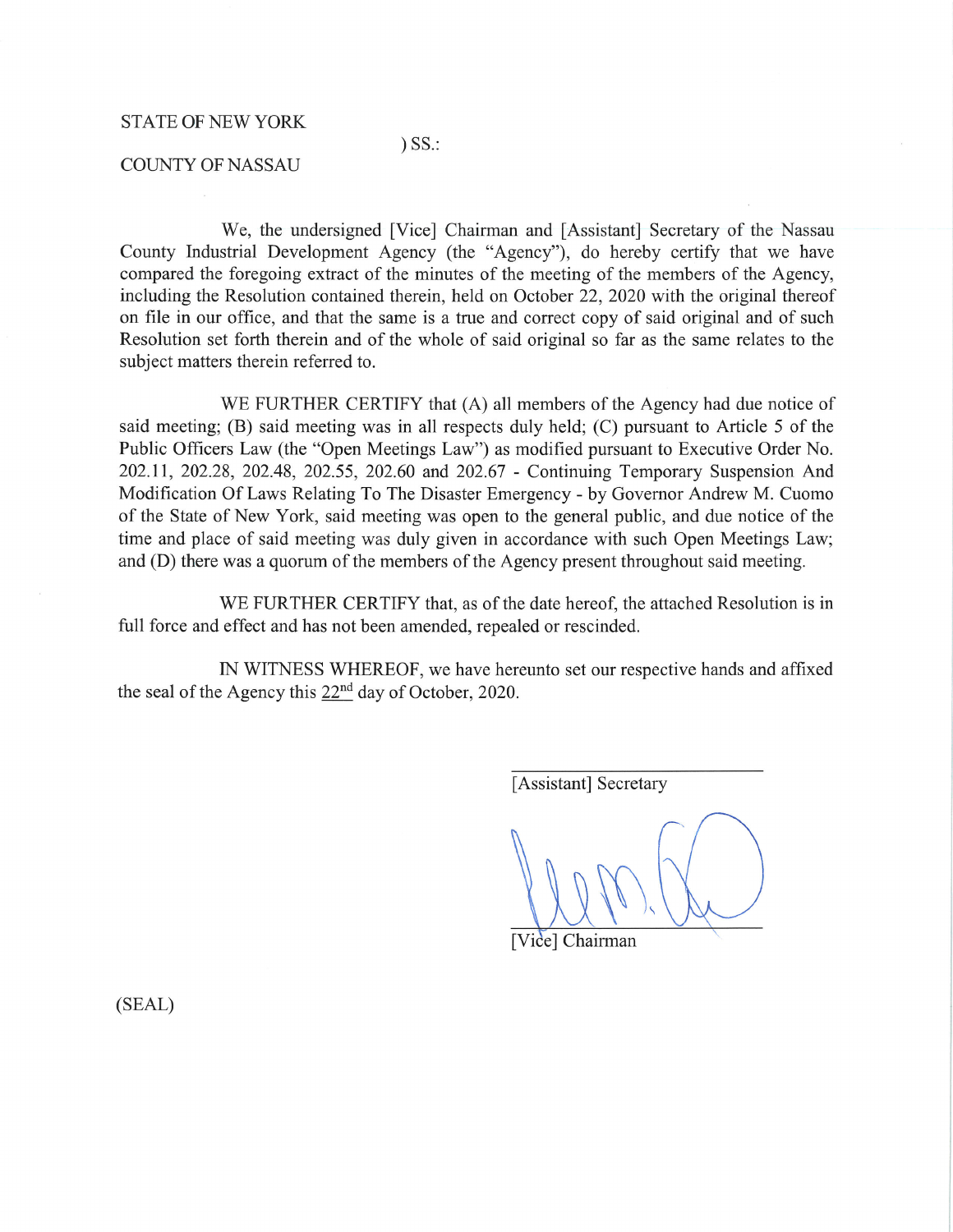STATE OF NEW YORK

) SS.:

COUNTY OF NASSAU

We, the undersigned [Vice] Chairman and [Assistant] Secretary of the Nassau County Industrial Development Agency (the "Agency"), do hereby certify that we have compared the foregoing extract of the minutes of the meeting of the members of the Agency, including the Resolution contained therein, held on October 22, 2020 with the original thereof on file in our office, and that the same is a true and correct copy of said original and of such Resolution set forth therein and of the whole of said original so far as the same relates to the subject matters therein referred to.

WE FURTHER CERTIFY that (A) all members of the Agency had due notice of said meeting; (B) said meeting was in all respects duly held; (C) pursuant to Article 5 of the Public Officers Law (the "Open Meetings Law") as modified pursuant to Executive Order No. 202.11, 202.28, 202.48, 202.55, 202.60 and 202.67 - Continuing Temporary Suspension And Modification Of Laws Relating To The Disaster Emergency - by Governor Andrew M. Cuomo of the State of New York, said meeting was open to the general public, and due notice of the time and place of said meeting was duly given in accordance with such Open Meetings Law; and (D) there was a quorum of the members of the Agency present throughout said meeting.

WE FURTHER CERTIFY that, as of the date hereof, the attached Resolution is in full force and effect and has not been amended, repealed or rescinded.

IN WITNESS WHEREOF, we have hereunto set our respective hands and affixed the seal of the Agency this 22nd day of October, 2020.

\_\_\_\_\_\_\_\_\_\_\_\_\_\_\_\_\_\_\_\_\_\_\_\_\_\_
[Assistant] Secretary

\_\_\_\_\_\_\_\_\_\_\_\_\_\_\_\_\_\_\_\_\_\_\_\_\_\_
[Vice] Chairman

(SEAL)